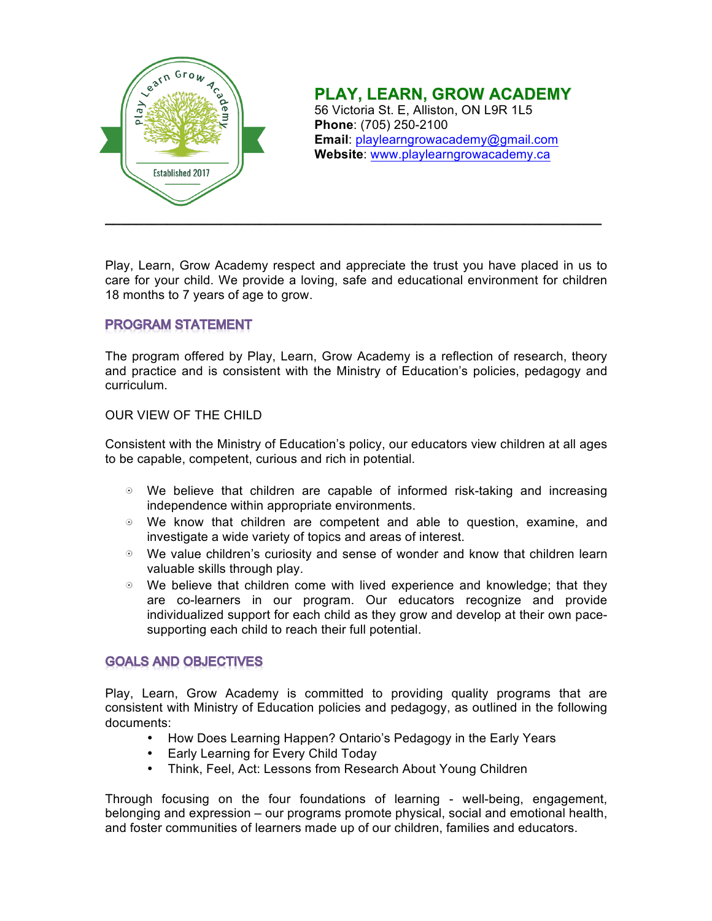# PLAY, LEARN, GROW ACADEMY

56 Victoria St. E, Alliston, ON L9R 1L5
**Phone**: (705) 250-2100
**Email**: playlearngrowacademy@gmail.com
**Website**: www.playlearngrowacademy.ca

---

Play, Learn, Grow Academy respect and appreciate the trust you have placed in us to care for your child. We provide a loving, safe and educational environment for children 18 months to 7 years of age to grow.

## PROGRAM STATEMENT

The program offered by Play, Learn, Grow Academy is a reflection of research, theory and practice and is consistent with the Ministry of Education's policies, pedagogy and curriculum.

OUR VIEW OF THE CHILD

Consistent with the Ministry of Education's policy, our educators view children at all ages to be capable, competent, curious and rich in potential.

- We believe that children are capable of informed risk-taking and increasing independence within appropriate environments.
- We know that children are competent and able to question, examine, and investigate a wide variety of topics and areas of interest.
- We value children's curiosity and sense of wonder and know that children learn valuable skills through play.
- We believe that children come with lived experience and knowledge; that they are co-learners in our program. Our educators recognize and provide individualized support for each child as they grow and develop at their own pace- supporting each child to reach their full potential.

## GOALS AND OBJECTIVES

Play, Learn, Grow Academy is committed to providing quality programs that are consistent with Ministry of Education policies and pedagogy, as outlined in the following documents:

- How Does Learning Happen? Ontario's Pedagogy in the Early Years
- Early Learning for Every Child Today
- Think, Feel, Act: Lessons from Research About Young Children

Through focusing on the four foundations of learning - well-being, engagement, belonging and expression – our programs promote physical, social and emotional health, and foster communities of learners made up of our children, families and educators.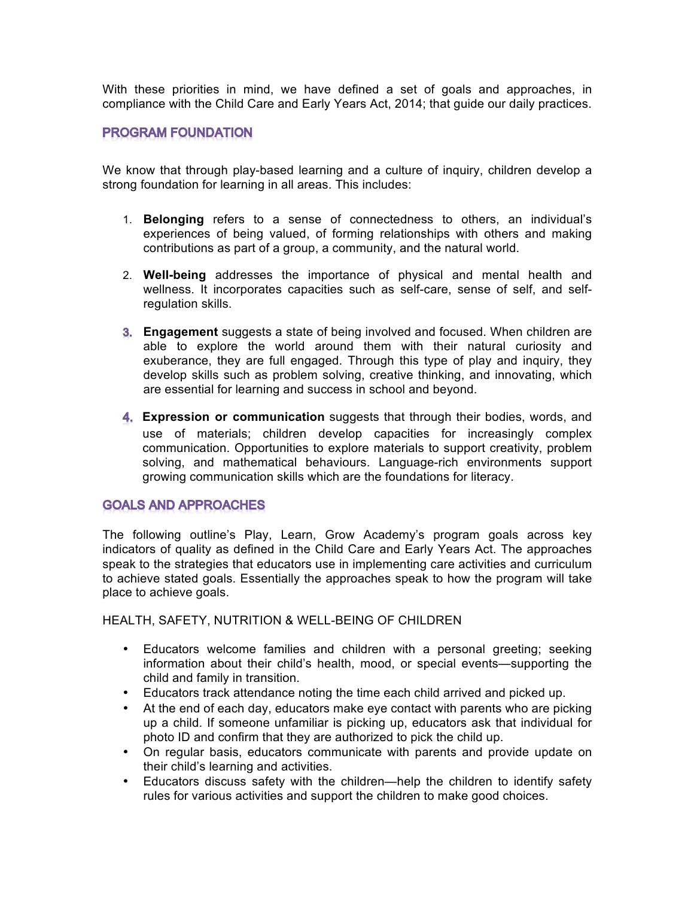With these priorities in mind, we have defined a set of goals and approaches, in compliance with the Child Care and Early Years Act, 2014; that guide our daily practices.

## PROGRAM FOUNDATION

We know that through play-based learning and a culture of inquiry, children develop a strong foundation for learning in all areas. This includes:

1. **Belonging** refers to a sense of connectedness to others, an individual's experiences of being valued, of forming relationships with others and making contributions as part of a group, a community, and the natural world.

2. **Well-being** addresses the importance of physical and mental health and wellness. It incorporates capacities such as self-care, sense of self, and self-regulation skills.

3. **Engagement** suggests a state of being involved and focused. When children are able to explore the world around them with their natural curiosity and exuberance, they are full engaged. Through this type of play and inquiry, they develop skills such as problem solving, creative thinking, and innovating, which are essential for learning and success in school and beyond.

4. **Expression or communication** suggests that through their bodies, words, and use of materials; children develop capacities for increasingly complex communication. Opportunities to explore materials to support creativity, problem solving, and mathematical behaviours. Language-rich environments support growing communication skills which are the foundations for literacy.

## GOALS AND APPROACHES

The following outline's Play, Learn, Grow Academy's program goals across key indicators of quality as defined in the Child Care and Early Years Act. The approaches speak to the strategies that educators use in implementing care activities and curriculum to achieve stated goals. Essentially the approaches speak to how the program will take place to achieve goals.

HEALTH, SAFETY, NUTRITION & WELL-BEING OF CHILDREN

- Educators welcome families and children with a personal greeting; seeking information about their child's health, mood, or special events—supporting the child and family in transition.
- Educators track attendance noting the time each child arrived and picked up.
- At the end of each day, educators make eye contact with parents who are picking up a child. If someone unfamiliar is picking up, educators ask that individual for photo ID and confirm that they are authorized to pick the child up.
- On regular basis, educators communicate with parents and provide update on their child's learning and activities.
- Educators discuss safety with the children—help the children to identify safety rules for various activities and support the children to make good choices.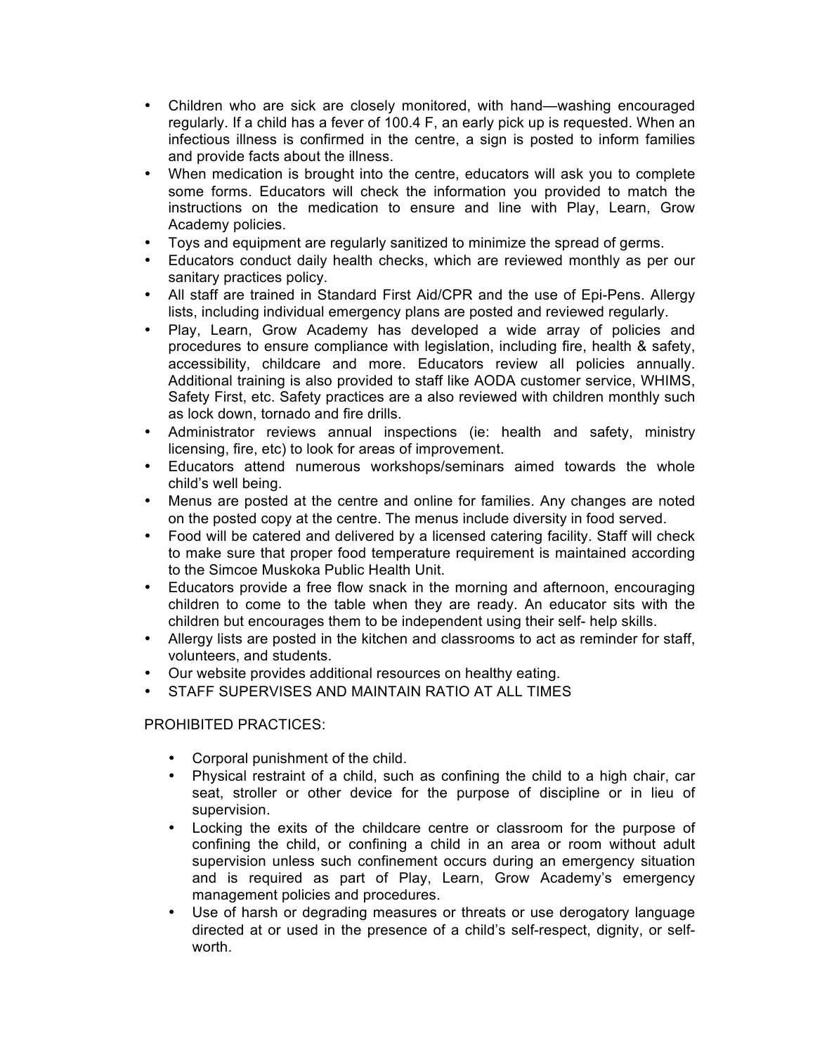- Children who are sick are closely monitored, with hand—washing encouraged regularly. If a child has a fever of 100.4 F, an early pick up is requested. When an infectious illness is confirmed in the centre, a sign is posted to inform families and provide facts about the illness.
- When medication is brought into the centre, educators will ask you to complete some forms. Educators will check the information you provided to match the instructions on the medication to ensure and line with Play, Learn, Grow Academy policies.
- Toys and equipment are regularly sanitized to minimize the spread of germs.
- Educators conduct daily health checks, which are reviewed monthly as per our sanitary practices policy.
- All staff are trained in Standard First Aid/CPR and the use of Epi-Pens. Allergy lists, including individual emergency plans are posted and reviewed regularly.
- Play, Learn, Grow Academy has developed a wide array of policies and procedures to ensure compliance with legislation, including fire, health & safety, accessibility, childcare and more. Educators review all policies annually. Additional training is also provided to staff like AODA customer service, WHIMS, Safety First, etc. Safety practices are a also reviewed with children monthly such as lock down, tornado and fire drills.
- Administrator reviews annual inspections (ie: health and safety, ministry licensing, fire, etc) to look for areas of improvement.
- Educators attend numerous workshops/seminars aimed towards the whole child's well being.
- Menus are posted at the centre and online for families. Any changes are noted on the posted copy at the centre. The menus include diversity in food served.
- Food will be catered and delivered by a licensed catering facility. Staff will check to make sure that proper food temperature requirement is maintained according to the Simcoe Muskoka Public Health Unit.
- Educators provide a free flow snack in the morning and afternoon, encouraging children to come to the table when they are ready. An educator sits with the children but encourages them to be independent using their self- help skills.
- Allergy lists are posted in the kitchen and classrooms to act as reminder for staff, volunteers, and students.
- Our website provides additional resources on healthy eating.
- STAFF SUPERVISES AND MAINTAIN RATIO AT ALL TIMES

PROHIBITED PRACTICES:

- Corporal punishment of the child.
- Physical restraint of a child, such as confining the child to a high chair, car seat, stroller or other device for the purpose of discipline or in lieu of supervision.
- Locking the exits of the childcare centre or classroom for the purpose of confining the child, or confining a child in an area or room without adult supervision unless such confinement occurs during an emergency situation and is required as part of Play, Learn, Grow Academy's emergency management policies and procedures.
- Use of harsh or degrading measures or threats or use derogatory language directed at or used in the presence of a child's self-respect, dignity, or self-worth.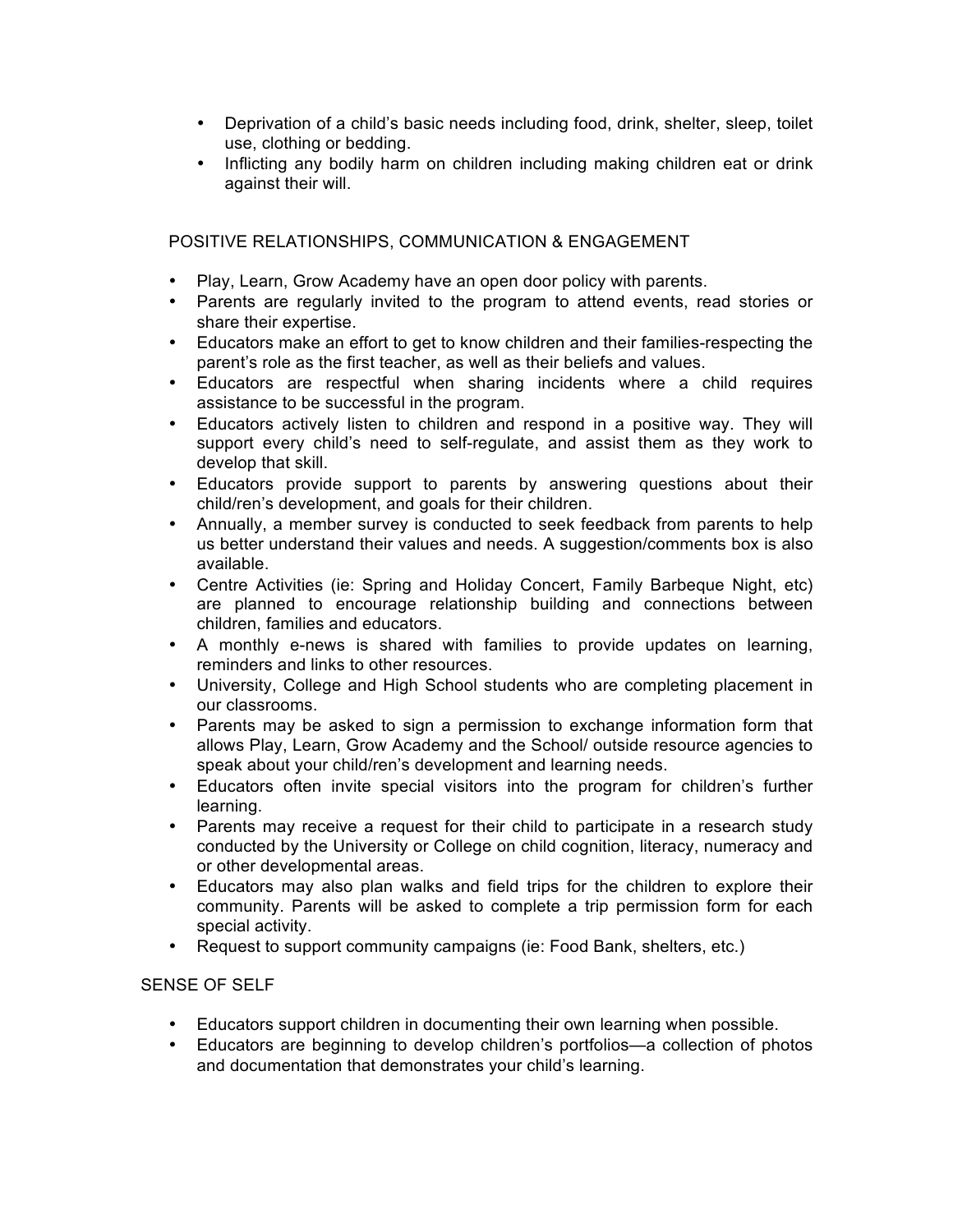- Deprivation of a child's basic needs including food, drink, shelter, sleep, toilet use, clothing or bedding.
- Inflicting any bodily harm on children including making children eat or drink against their will.

## POSITIVE RELATIONSHIPS, COMMUNICATION & ENGAGEMENT

- Play, Learn, Grow Academy have an open door policy with parents.
- Parents are regularly invited to the program to attend events, read stories or share their expertise.
- Educators make an effort to get to know children and their families-respecting the parent's role as the first teacher, as well as their beliefs and values.
- Educators are respectful when sharing incidents where a child requires assistance to be successful in the program.
- Educators actively listen to children and respond in a positive way. They will support every child's need to self-regulate, and assist them as they work to develop that skill.
- Educators provide support to parents by answering questions about their child/ren's development, and goals for their children.
- Annually, a member survey is conducted to seek feedback from parents to help us better understand their values and needs. A suggestion/comments box is also available.
- Centre Activities (ie: Spring and Holiday Concert, Family Barbeque Night, etc) are planned to encourage relationship building and connections between children, families and educators.
- A monthly e-news is shared with families to provide updates on learning, reminders and links to other resources.
- University, College and High School students who are completing placement in our classrooms.
- Parents may be asked to sign a permission to exchange information form that allows Play, Learn, Grow Academy and the School/ outside resource agencies to speak about your child/ren's development and learning needs.
- Educators often invite special visitors into the program for children's further learning.
- Parents may receive a request for their child to participate in a research study conducted by the University or College on child cognition, literacy, numeracy and or other developmental areas.
- Educators may also plan walks and field trips for the children to explore their community. Parents will be asked to complete a trip permission form for each special activity.
- Request to support community campaigns (ie: Food Bank, shelters, etc.)

## SENSE OF SELF

- Educators support children in documenting their own learning when possible.
- Educators are beginning to develop children's portfolios—a collection of photos and documentation that demonstrates your child's learning.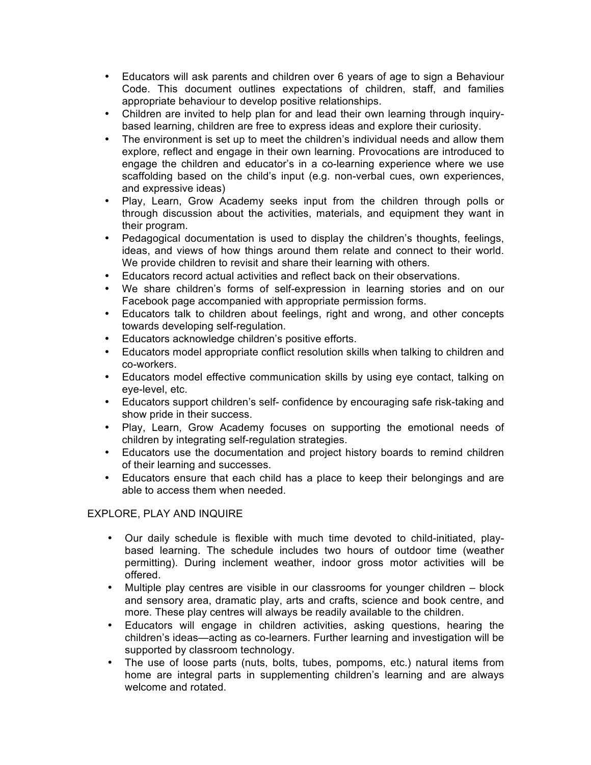- Educators will ask parents and children over 6 years of age to sign a Behaviour Code. This document outlines expectations of children, staff, and families appropriate behaviour to develop positive relationships.
- Children are invited to help plan for and lead their own learning through inquiry-based learning, children are free to express ideas and explore their curiosity.
- The environment is set up to meet the children's individual needs and allow them explore, reflect and engage in their own learning. Provocations are introduced to engage the children and educator's in a co-learning experience where we use scaffolding based on the child's input (e.g. non-verbal cues, own experiences, and expressive ideas)
- Play, Learn, Grow Academy seeks input from the children through polls or through discussion about the activities, materials, and equipment they want in their program.
- Pedagogical documentation is used to display the children's thoughts, feelings, ideas, and views of how things around them relate and connect to their world. We provide children to revisit and share their learning with others.
- Educators record actual activities and reflect back on their observations.
- We share children's forms of self-expression in learning stories and on our Facebook page accompanied with appropriate permission forms.
- Educators talk to children about feelings, right and wrong, and other concepts towards developing self-regulation.
- Educators acknowledge children's positive efforts.
- Educators model appropriate conflict resolution skills when talking to children and co-workers.
- Educators model effective communication skills by using eye contact, talking on eye-level, etc.
- Educators support children's self- confidence by encouraging safe risk-taking and show pride in their success.
- Play, Learn, Grow Academy focuses on supporting the emotional needs of children by integrating self-regulation strategies.
- Educators use the documentation and project history boards to remind children of their learning and successes.
- Educators ensure that each child has a place to keep their belongings and are able to access them when needed.

EXPLORE, PLAY AND INQUIRE

- Our daily schedule is flexible with much time devoted to child-initiated, play-based learning. The schedule includes two hours of outdoor time (weather permitting). During inclement weather, indoor gross motor activities will be offered.
- Multiple play centres are visible in our classrooms for younger children – block and sensory area, dramatic play, arts and crafts, science and book centre, and more. These play centres will always be readily available to the children.
- Educators will engage in children activities, asking questions, hearing the children's ideas—acting as co-learners. Further learning and investigation will be supported by classroom technology.
- The use of loose parts (nuts, bolts, tubes, pompoms, etc.) natural items from home are integral parts in supplementing children's learning and are always welcome and rotated.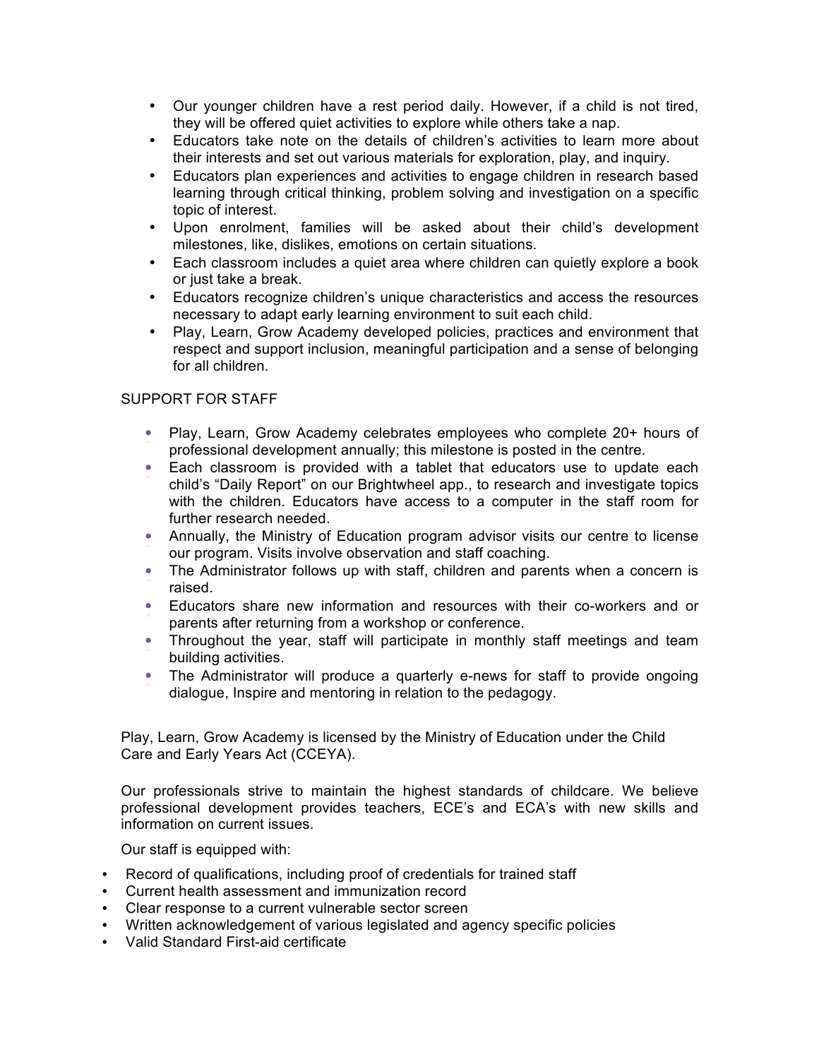- Our younger children have a rest period daily. However, if a child is not tired, they will be offered quiet activities to explore while others take a nap.
- Educators take note on the details of children's activities to learn more about their interests and set out various materials for exploration, play, and inquiry.
- Educators plan experiences and activities to engage children in research based learning through critical thinking, problem solving and investigation on a specific topic of interest.
- Upon enrolment, families will be asked about their child's development milestones, like, dislikes, emotions on certain situations.
- Each classroom includes a quiet area where children can quietly explore a book or just take a break.
- Educators recognize children's unique characteristics and access the resources necessary to adapt early learning environment to suit each child.
- Play, Learn, Grow Academy developed policies, practices and environment that respect and support inclusion, meaningful participation and a sense of belonging for all children.

SUPPORT FOR STAFF

- Play, Learn, Grow Academy celebrates employees who complete 20+ hours of professional development annually; this milestone is posted in the centre.
- Each classroom is provided with a tablet that educators use to update each child's "Daily Report" on our Brightwheel app., to research and investigate topics with the children. Educators have access to a computer in the staff room for further research needed.
- Annually, the Ministry of Education program advisor visits our centre to license our program. Visits involve observation and staff coaching.
- The Administrator follows up with staff, children and parents when a concern is raised.
- Educators share new information and resources with their co-workers and or parents after returning from a workshop or conference.
- Throughout the year, staff will participate in monthly staff meetings and team building activities.
- The Administrator will produce a quarterly e-news for staff to provide ongoing dialogue, Inspire and mentoring in relation to the pedagogy.

Play, Learn, Grow Academy is licensed by the Ministry of Education under the Child Care and Early Years Act (CCEYA).

Our professionals strive to maintain the highest standards of childcare. We believe professional development provides teachers, ECE's and ECA's with new skills and information on current issues.

Our staff is equipped with:

- Record of qualifications, including proof of credentials for trained staff
- Current health assessment and immunization record
- Clear response to a current vulnerable sector screen
- Written acknowledgement of various legislated and agency specific policies
- Valid Standard First-aid certificate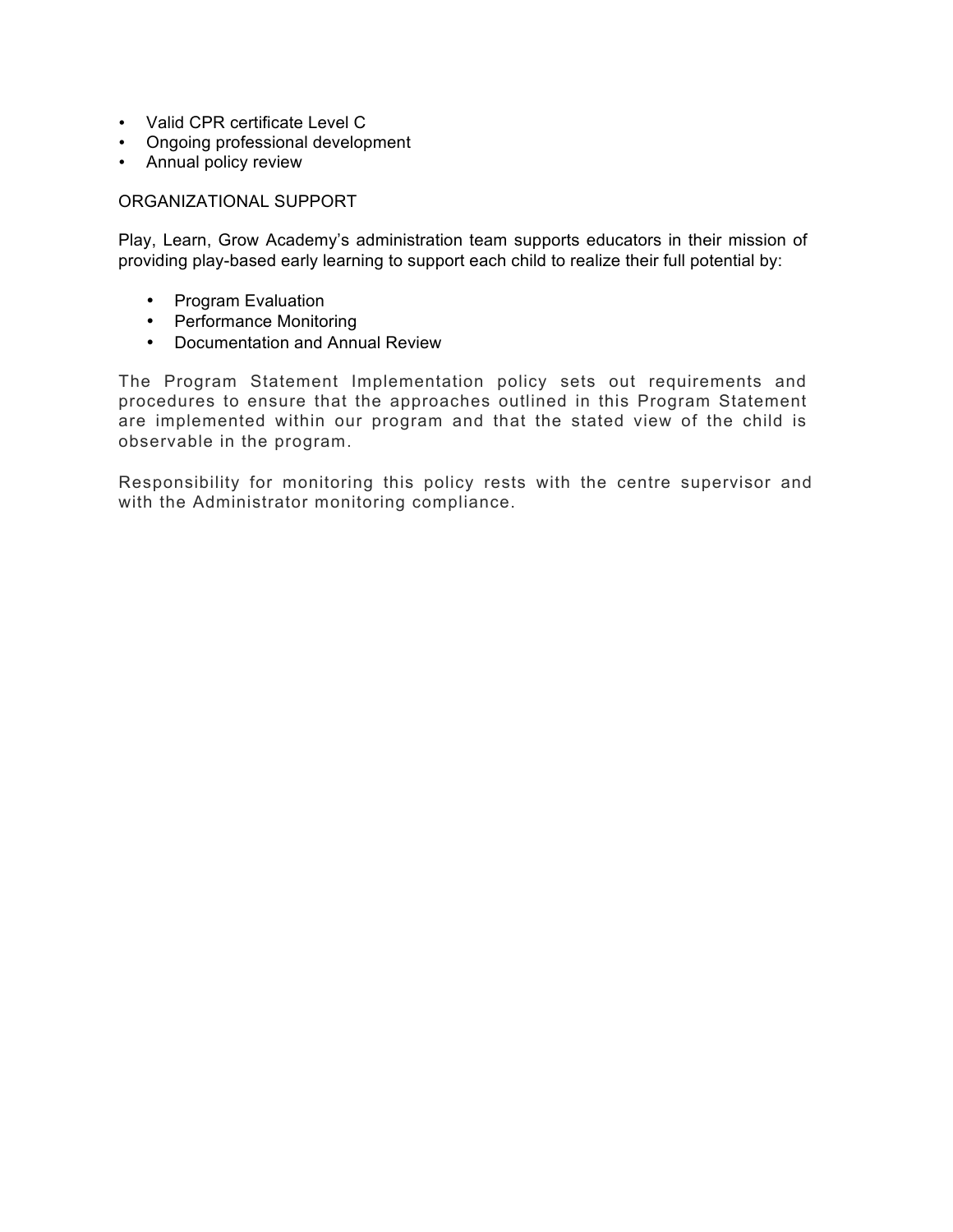- Valid CPR certificate Level C
- Ongoing professional development
- Annual policy review

## ORGANIZATIONAL SUPPORT

Play, Learn, Grow Academy's administration team supports educators in their mission of providing play-based early learning to support each child to realize their full potential by:

- Program Evaluation
- Performance Monitoring
- Documentation and Annual Review

The Program Statement Implementation policy sets out requirements and procedures to ensure that the approaches outlined in this Program Statement are implemented within our program and that the stated view of the child is observable in the program.

Responsibility for monitoring this policy rests with the centre supervisor and with the Administrator monitoring compliance.